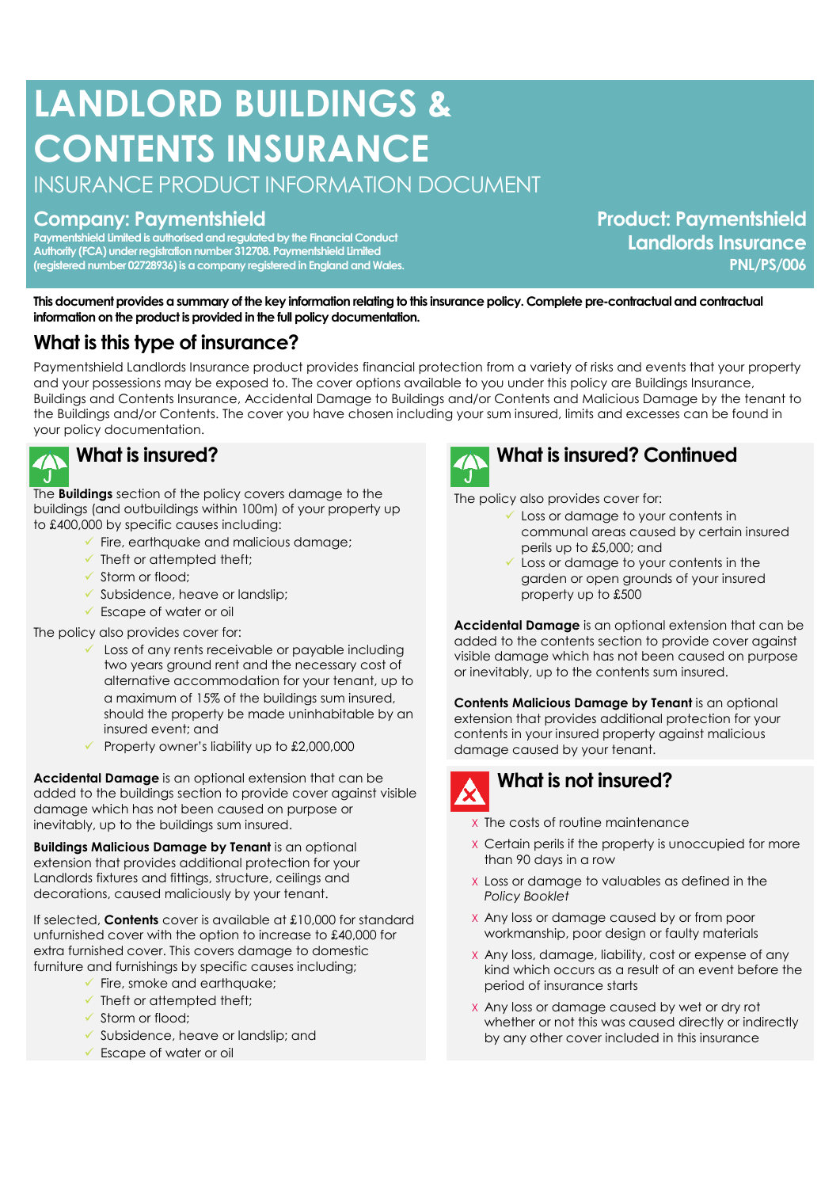# LANDLORD BUILDINGS & CONTENTS INSURANCE

## INSURANCE PRODUCT INFORMATION DOCUMENT

### Company: Paymentshield

**Paymentshield Limited is authorised and regulated by the Financial Conduct Authority (FCA) under registration number 312708. Paymentshield Limited (registered number 02728936) is a company registered in England and Wales.**

### Product: Paymentshield Landlords Insurance

**PNL/PS/006**

**This document provides a summary of the key information relating to this insurance policy. Complete pre-contractual and contractual information on the product is provided in the full policy documentation.**

## What is this type of insurance?

Paymentshield Landlords Insurance product provides financial protection from a variety of risks and events that your property and your possessions may be exposed to. The cover options available to you under this policy are Buildings Insurance, Buildings and Contents Insurance, Accidental Damage to Buildings and/or Contents and Malicious Damage by the tenant to the Buildings and/or Contents. The cover you have chosen including your sum insured, limits and excesses can be found in your policy documentation.

## What is insured?

The **Buildings** section of the policy covers damage to the buildings (and outbuildings within 100m) of your property up to £400,000 by specific causes including:

- ✓ Fire, earthquake and malicious damage;
- ✓ Theft or attempted theft;
- ✓ Storm or flood;
- ✓ Subsidence, heave or landslip;
- ✓ Escape of water or oil

The policy also provides cover for:

- ✓ Loss of any rents receivable or payable including two years ground rent and the necessary cost of alternative accommodation for your tenant, up to a maximum of 15% of the buildings sum insured, should the property be made uninhabitable by an insured event; and
- ✓ Property owner's liability up to £2,000,000

**Accidental Damage** is an optional extension that can be added to the buildings section to provide cover against visible damage which has not been caused on purpose or inevitably, up to the buildings sum insured.

**Buildings Malicious Damage by Tenant** is an optional extension that provides additional protection for your Landlords fixtures and fittings, structure, ceilings and decorations, caused maliciously by your tenant.

If selected, **Contents** cover is available at £10,000 for standard unfurnished cover with the option to increase to £40,000 for extra furnished cover. This covers damage to domestic furniture and furnishings by specific causes including;

- ✓ Fire, smoke and earthquake;
- ✓ Theft or attempted theft;
- ✓ Storm or flood;
- ✓ Subsidence, heave or landslip; and
- ✓ Escape of water or oil

## What is insured? Continued

The policy also provides cover for:

- ✓ Loss or damage to your contents in communal areas caused by certain insured perils up to £5,000; and
- ✓ Loss or damage to your contents in the garden or open grounds of your insured property up to £500

**Accidental Damage** is an optional extension that can be added to the contents section to provide cover against visible damage which has not been caused on purpose or inevitably, up to the contents sum insured.

**Contents Malicious Damage by Tenant** is an optional extension that provides additional protection for your contents in your insured property against malicious damage caused by your tenant.

## What is not insured?

- ✗ The costs of routine maintenance
- ✗ Certain perils if the property is unoccupied for more than 90 days in a row
- ✗ Loss or damage to valuables as defined in the *Policy Booklet*
- ✗ Any loss or damage caused by or from poor workmanship, poor design or faulty materials
- ✗ Any loss, damage, liability, cost or expense of any kind which occurs as a result of an event before the period of insurance starts
- ✗ Any loss or damage caused by wet or dry rot whether or not this was caused directly or indirectly by any other cover included in this insurance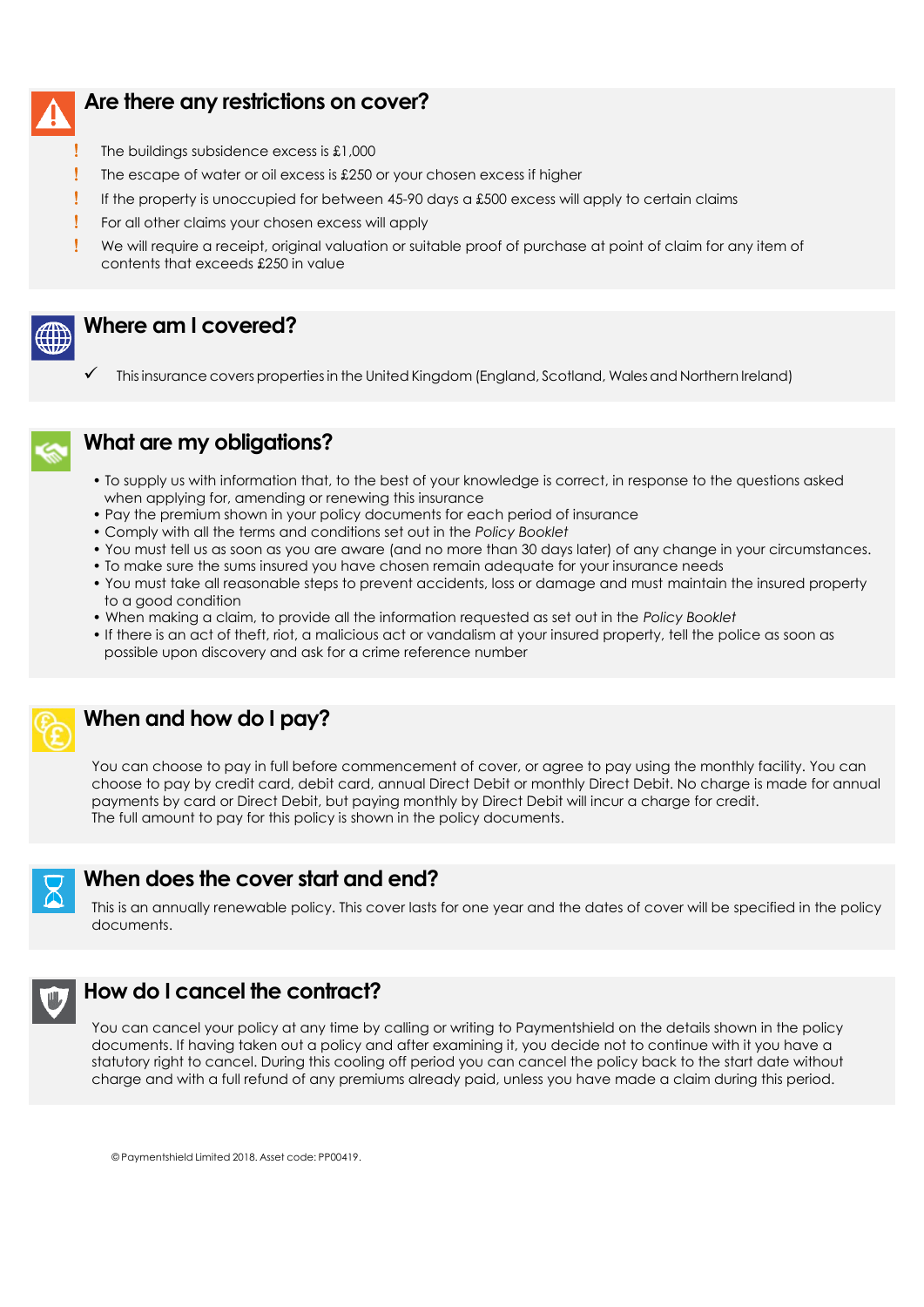## Are there any restrictions on cover?

- ! The buildings subsidence excess is £1,000
- ! The escape of water or oil excess is £250 or your chosen excess if higher
- ! If the property is unoccupied for between 45-90 days a £500 excess will apply to certain claims
- ! For all other claims your chosen excess will apply
- ! We will require a receipt, original valuation or suitable proof of purchase at point of claim for any item of contents that exceeds £250 in value

## Where am I covered?

- ✓ This insurance covers properties in the United Kingdom (England, Scotland, Wales and Northern Ireland)

## What are my obligations?

- To supply us with information that, to the best of your knowledge is correct, in response to the questions asked when applying for, amending or renewing this insurance
- Pay the premium shown in your policy documents for each period of insurance
- Comply with all the terms and conditions set out in the *Policy Booklet*
- You must tell us as soon as you are aware (and no more than 30 days later) of any change in your circumstances.
- To make sure the sums insured you have chosen remain adequate for your insurance needs
- You must take all reasonable steps to prevent accidents, loss or damage and must maintain the insured property to a good condition
- When making a claim, to provide all the information requested as set out in the *Policy Booklet*
- If there is an act of theft, riot, a malicious act or vandalism at your insured property, tell the police as soon as possible upon discovery and ask for a crime reference number

## When and how do I pay?

You can choose to pay in full before commencement of cover, or agree to pay using the monthly facility. You can choose to pay by credit card, debit card, annual Direct Debit or monthly Direct Debit. No charge is made for annual payments by card or Direct Debit, but paying monthly by Direct Debit will incur a charge for credit.
The full amount to pay for this policy is shown in the policy documents.

## When does the cover start and end?

This is an annually renewable policy. This cover lasts for one year and the dates of cover will be specified in the policy documents.

## How do I cancel the contract?

You can cancel your policy at any time by calling or writing to Paymentshield on the details shown in the policy documents. If having taken out a policy and after examining it, you decide not to continue with it you have a statutory right to cancel. During this cooling off period you can cancel the policy back to the start date without charge and with a full refund of any premiums already paid, unless you have made a claim during this period.

© Paymentshield Limited 2018. Asset code: PP00419.